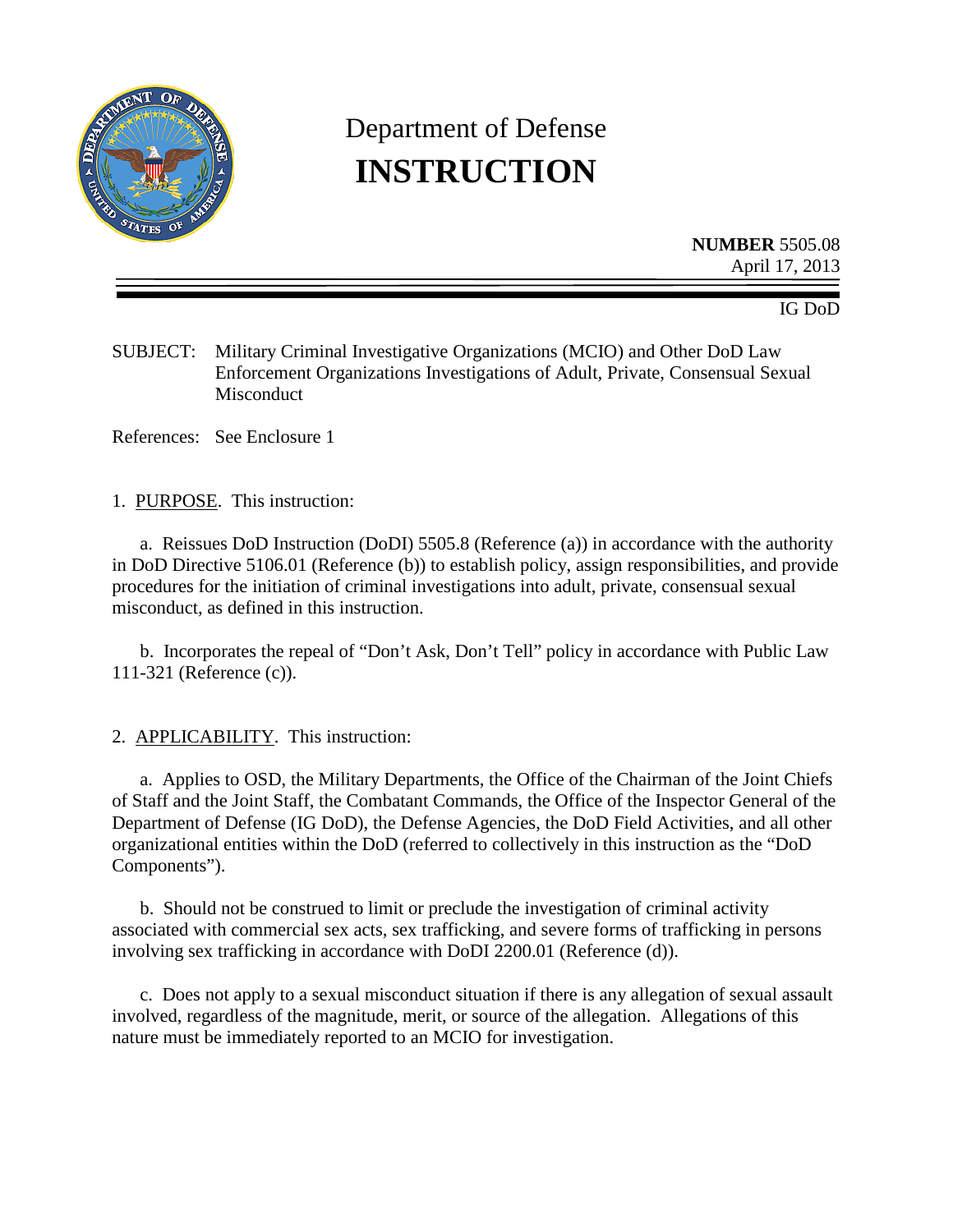# Department of Defense
# INSTRUCTION

**NUMBER** 5505.08
April 17, 2013

IG DoD

SUBJECT: Military Criminal Investigative Organizations (MCIO) and Other DoD Law Enforcement Organizations Investigations of Adult, Private, Consensual Sexual Misconduct

References: See Enclosure 1

1. PURPOSE. This instruction:

a. Reissues DoD Instruction (DoDI) 5505.8 (Reference (a)) in accordance with the authority in DoD Directive 5106.01 (Reference (b)) to establish policy, assign responsibilities, and provide procedures for the initiation of criminal investigations into adult, private, consensual sexual misconduct, as defined in this instruction.

b. Incorporates the repeal of "Don't Ask, Don't Tell" policy in accordance with Public Law 111-321 (Reference (c)).

2. APPLICABILITY. This instruction:

a. Applies to OSD, the Military Departments, the Office of the Chairman of the Joint Chiefs of Staff and the Joint Staff, the Combatant Commands, the Office of the Inspector General of the Department of Defense (IG DoD), the Defense Agencies, the DoD Field Activities, and all other organizational entities within the DoD (referred to collectively in this instruction as the "DoD Components").

b. Should not be construed to limit or preclude the investigation of criminal activity associated with commercial sex acts, sex trafficking, and severe forms of trafficking in persons involving sex trafficking in accordance with DoDI 2200.01 (Reference (d)).

c. Does not apply to a sexual misconduct situation if there is any allegation of sexual assault involved, regardless of the magnitude, merit, or source of the allegation. Allegations of this nature must be immediately reported to an MCIO for investigation.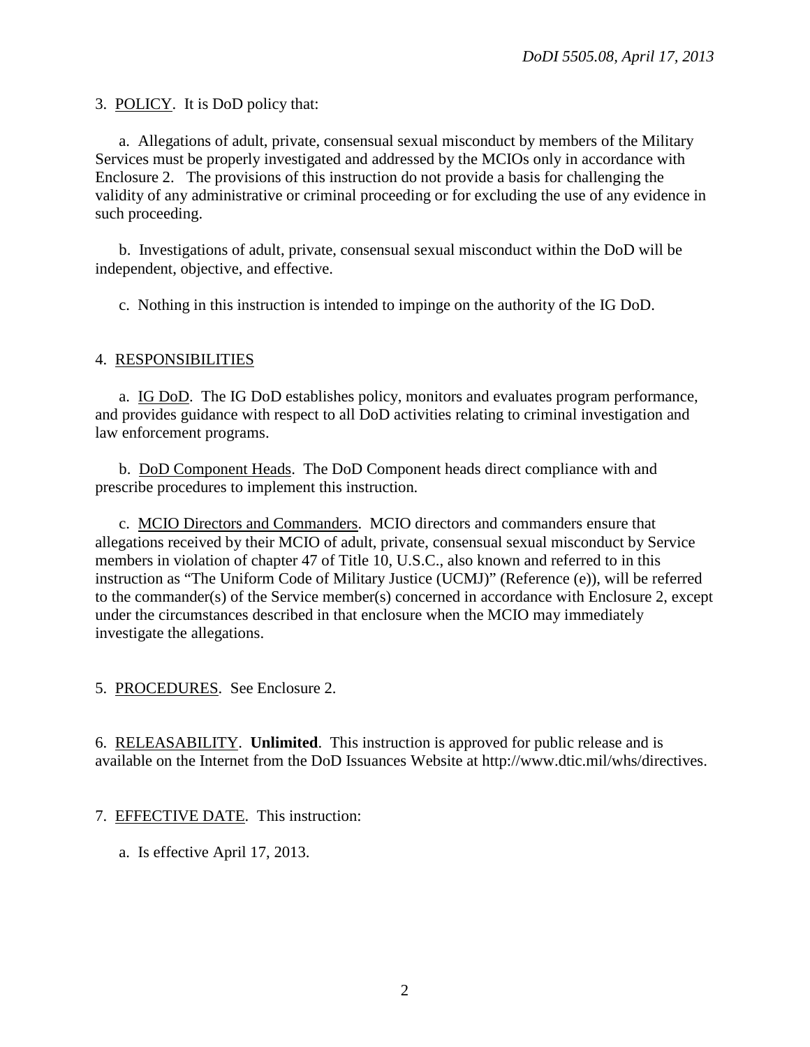3. <u>POLICY</u>. It is DoD policy that:

a. Allegations of adult, private, consensual sexual misconduct by members of the Military Services must be properly investigated and addressed by the MCIOs only in accordance with Enclosure 2. The provisions of this instruction do not provide a basis for challenging the validity of any administrative or criminal proceeding or for excluding the use of any evidence in such proceeding.

b. Investigations of adult, private, consensual sexual misconduct within the DoD will be independent, objective, and effective.

c. Nothing in this instruction is intended to impinge on the authority of the IG DoD.

4. <u>RESPONSIBILITIES</u>

a. <u>IG DoD</u>. The IG DoD establishes policy, monitors and evaluates program performance, and provides guidance with respect to all DoD activities relating to criminal investigation and law enforcement programs.

b. <u>DoD Component Heads</u>. The DoD Component heads direct compliance with and prescribe procedures to implement this instruction.

c. <u>MCIO Directors and Commanders</u>. MCIO directors and commanders ensure that allegations received by their MCIO of adult, private, consensual sexual misconduct by Service members in violation of chapter 47 of Title 10, U.S.C., also known and referred to in this instruction as "The Uniform Code of Military Justice (UCMJ)" (Reference (e)), will be referred to the commander(s) of the Service member(s) concerned in accordance with Enclosure 2, except under the circumstances described in that enclosure when the MCIO may immediately investigate the allegations.

5. <u>PROCEDURES</u>. See Enclosure 2.

6. <u>RELEASABILITY</u>. **Unlimited**. This instruction is approved for public release and is available on the Internet from the DoD Issuances Website at http://www.dtic.mil/whs/directives.

7. <u>EFFECTIVE DATE</u>. This instruction:

a. Is effective April 17, 2013.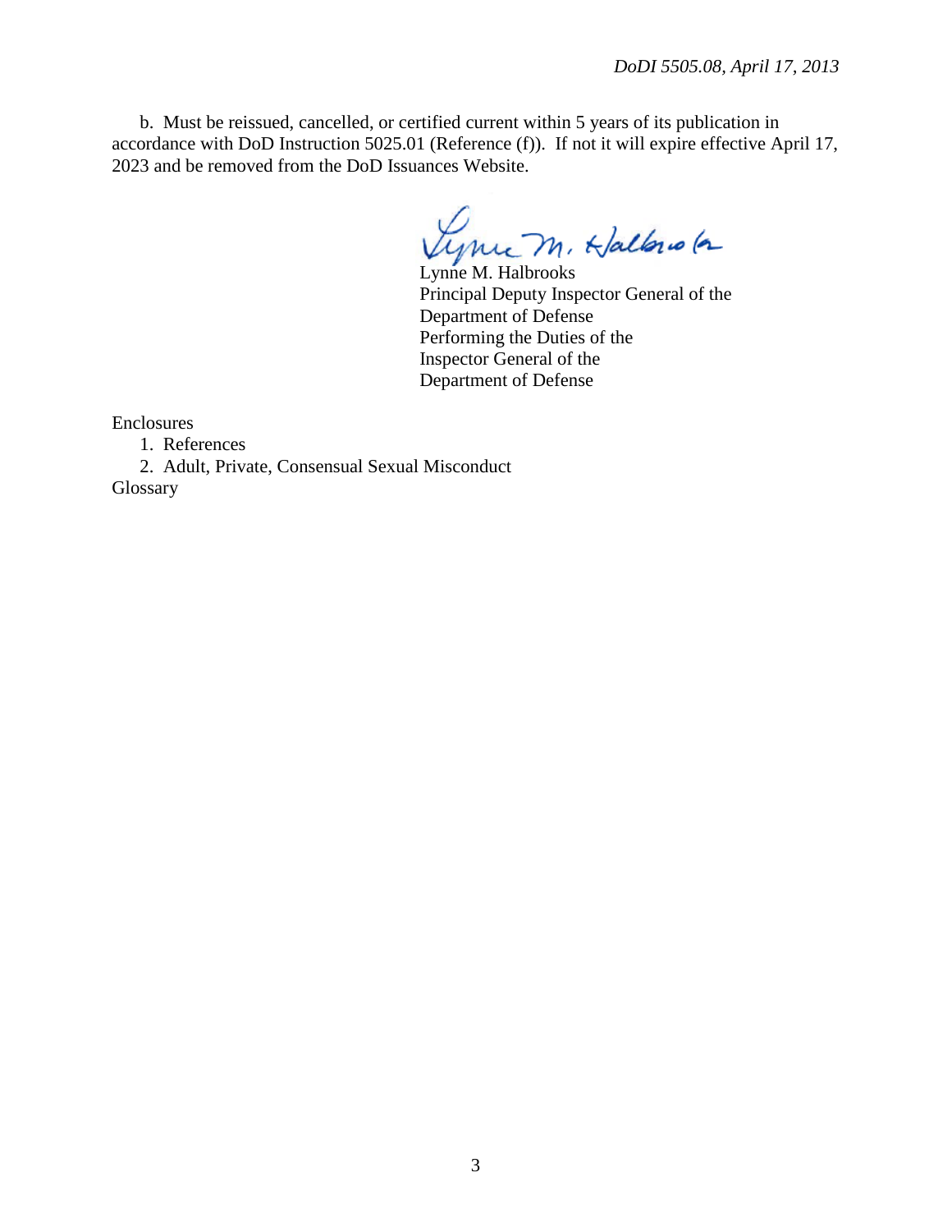b. Must be reissued, cancelled, or certified current within 5 years of its publication in accordance with DoD Instruction 5025.01 (Reference (f)). If not it will expire effective April 17, 2023 and be removed from the DoD Issuances Website.

Lynne M. Halbrooks
Principal Deputy Inspector General of the Department of Defense
Performing the Duties of the Inspector General of the Department of Defense

Enclosures

1. References
2. Adult, Private, Consensual Sexual Misconduct

Glossary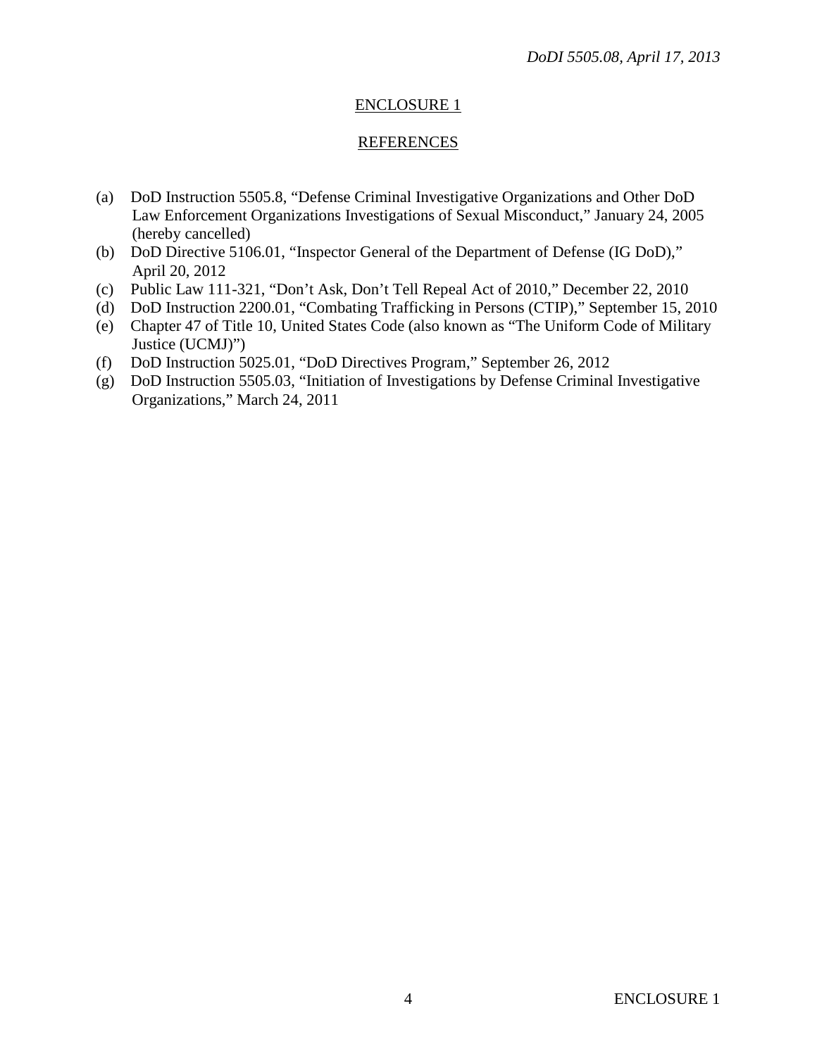## ENCLOSURE 1

## REFERENCES

(a) DoD Instruction 5505.8, "Defense Criminal Investigative Organizations and Other DoD Law Enforcement Organizations Investigations of Sexual Misconduct," January 24, 2005 (hereby cancelled)

(b) DoD Directive 5106.01, "Inspector General of the Department of Defense (IG DoD)," April 20, 2012

(c) Public Law 111-321, "Don't Ask, Don't Tell Repeal Act of 2010," December 22, 2010

(d) DoD Instruction 2200.01, "Combating Trafficking in Persons (CTIP)," September 15, 2010

(e) Chapter 47 of Title 10, United States Code (also known as "The Uniform Code of Military Justice (UCMJ)")

(f) DoD Instruction 5025.01, "DoD Directives Program," September 26, 2012

(g) DoD Instruction 5505.03, "Initiation of Investigations by Defense Criminal Investigative Organizations," March 24, 2011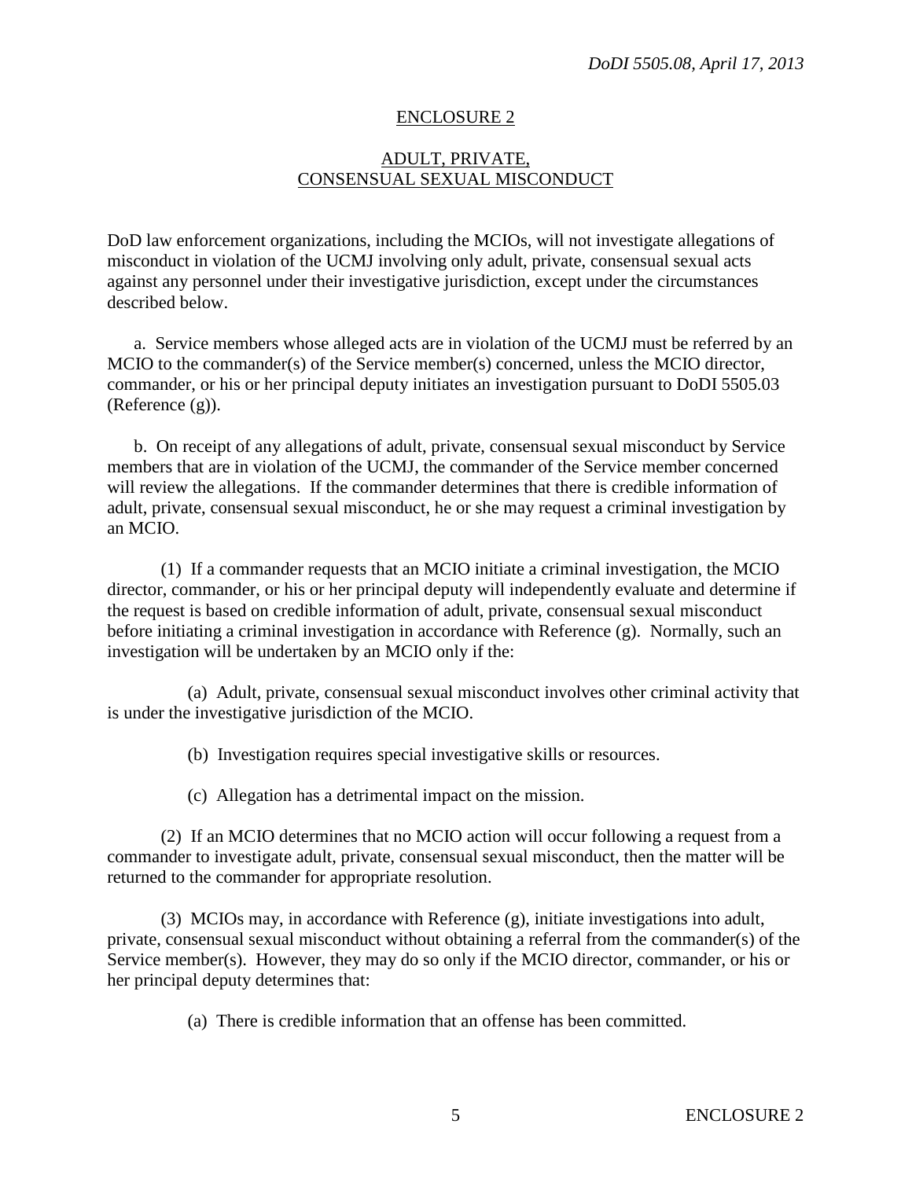## ENCLOSURE 2

## ADULT, PRIVATE, CONSENSUAL SEXUAL MISCONDUCT

DoD law enforcement organizations, including the MCIOs, will not investigate allegations of misconduct in violation of the UCMJ involving only adult, private, consensual sexual acts against any personnel under their investigative jurisdiction, except under the circumstances described below.

a. Service members whose alleged acts are in violation of the UCMJ must be referred by an MCIO to the commander(s) of the Service member(s) concerned, unless the MCIO director, commander, or his or her principal deputy initiates an investigation pursuant to DoDI 5505.03 (Reference (g)).

b. On receipt of any allegations of adult, private, consensual sexual misconduct by Service members that are in violation of the UCMJ, the commander of the Service member concerned will review the allegations. If the commander determines that there is credible information of adult, private, consensual sexual misconduct, he or she may request a criminal investigation by an MCIO.

(1) If a commander requests that an MCIO initiate a criminal investigation, the MCIO director, commander, or his or her principal deputy will independently evaluate and determine if the request is based on credible information of adult, private, consensual sexual misconduct before initiating a criminal investigation in accordance with Reference (g). Normally, such an investigation will be undertaken by an MCIO only if the:

(a) Adult, private, consensual sexual misconduct involves other criminal activity that is under the investigative jurisdiction of the MCIO.

(b) Investigation requires special investigative skills or resources.

(c) Allegation has a detrimental impact on the mission.

(2) If an MCIO determines that no MCIO action will occur following a request from a commander to investigate adult, private, consensual sexual misconduct, then the matter will be returned to the commander for appropriate resolution.

(3) MCIOs may, in accordance with Reference (g), initiate investigations into adult, private, consensual sexual misconduct without obtaining a referral from the commander(s) of the Service member(s). However, they may do so only if the MCIO director, commander, or his or her principal deputy determines that:

(a) There is credible information that an offense has been committed.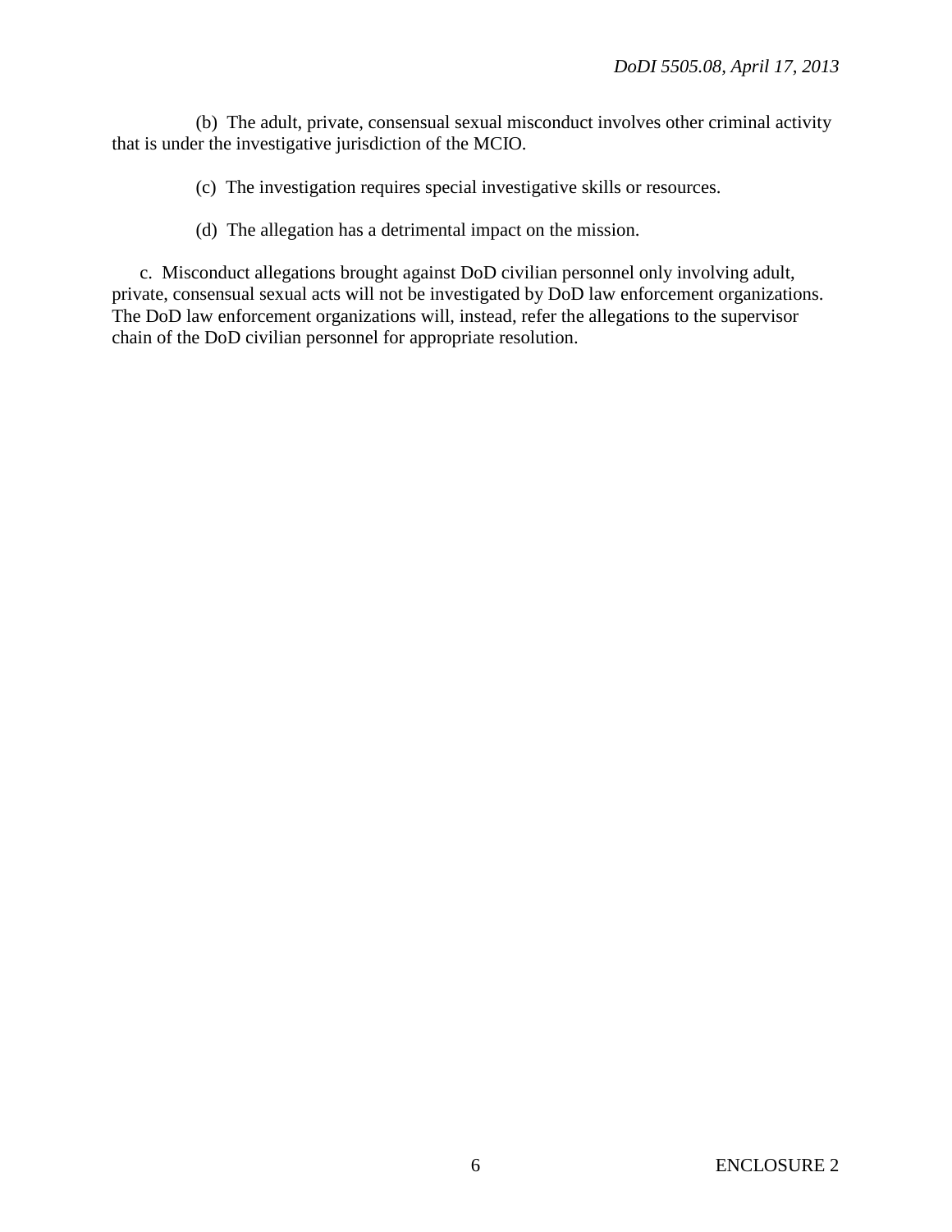(b) The adult, private, consensual sexual misconduct involves other criminal activity that is under the investigative jurisdiction of the MCIO.

(c) The investigation requires special investigative skills or resources.

(d) The allegation has a detrimental impact on the mission.

c. Misconduct allegations brought against DoD civilian personnel only involving adult, private, consensual sexual acts will not be investigated by DoD law enforcement organizations. The DoD law enforcement organizations will, instead, refer the allegations to the supervisor chain of the DoD civilian personnel for appropriate resolution.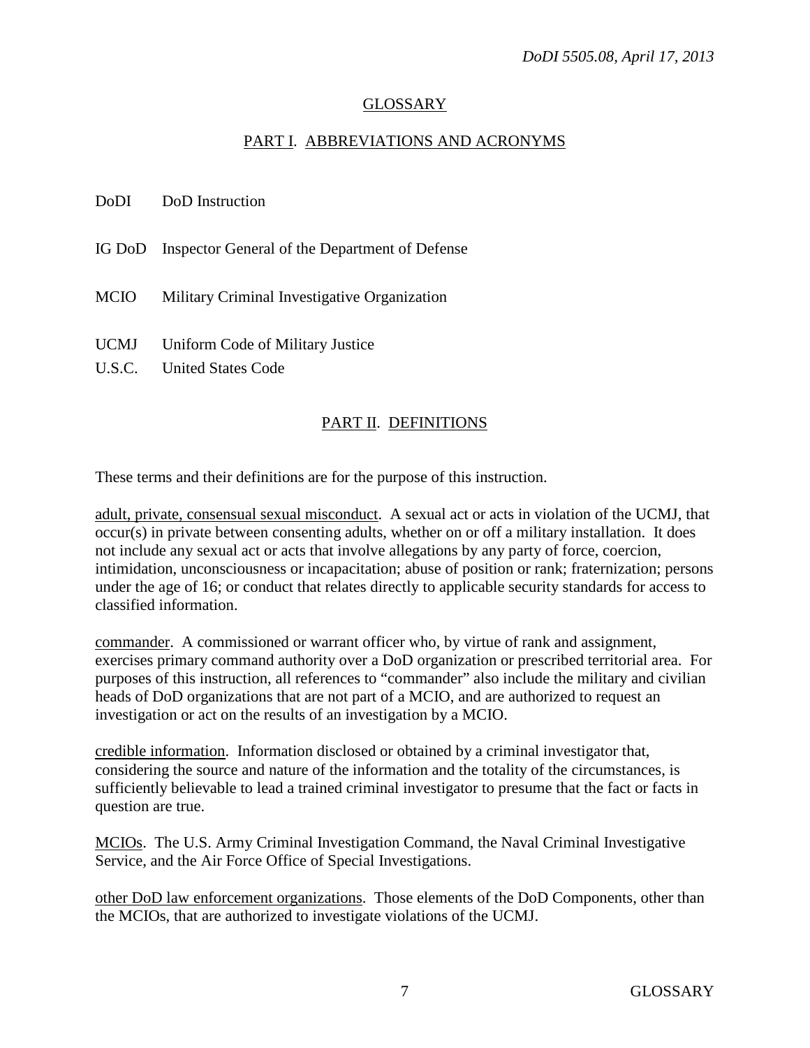## GLOSSARY

### PART I. ABBREVIATIONS AND ACRONYMS

| | |
|---|---|
| DoDI | DoD Instruction |
| IG DoD | Inspector General of the Department of Defense |
| MCIO | Military Criminal Investigative Organization |
| UCMJ | Uniform Code of Military Justice |
| U.S.C. | United States Code |

### PART II. DEFINITIONS

These terms and their definitions are for the purpose of this instruction.

adult, private, consensual sexual misconduct. A sexual act or acts in violation of the UCMJ, that occur(s) in private between consenting adults, whether on or off a military installation. It does not include any sexual act or acts that involve allegations by any party of force, coercion, intimidation, unconsciousness or incapacitation; abuse of position or rank; fraternization; persons under the age of 16; or conduct that relates directly to applicable security standards for access to classified information.

commander. A commissioned or warrant officer who, by virtue of rank and assignment, exercises primary command authority over a DoD organization or prescribed territorial area. For purposes of this instruction, all references to "commander" also include the military and civilian heads of DoD organizations that are not part of a MCIO, and are authorized to request an investigation or act on the results of an investigation by a MCIO.

credible information. Information disclosed or obtained by a criminal investigator that, considering the source and nature of the information and the totality of the circumstances, is sufficiently believable to lead a trained criminal investigator to presume that the fact or facts in question are true.

MCIOs. The U.S. Army Criminal Investigation Command, the Naval Criminal Investigative Service, and the Air Force Office of Special Investigations.

other DoD law enforcement organizations. Those elements of the DoD Components, other than the MCIOs, that are authorized to investigate violations of the UCMJ.